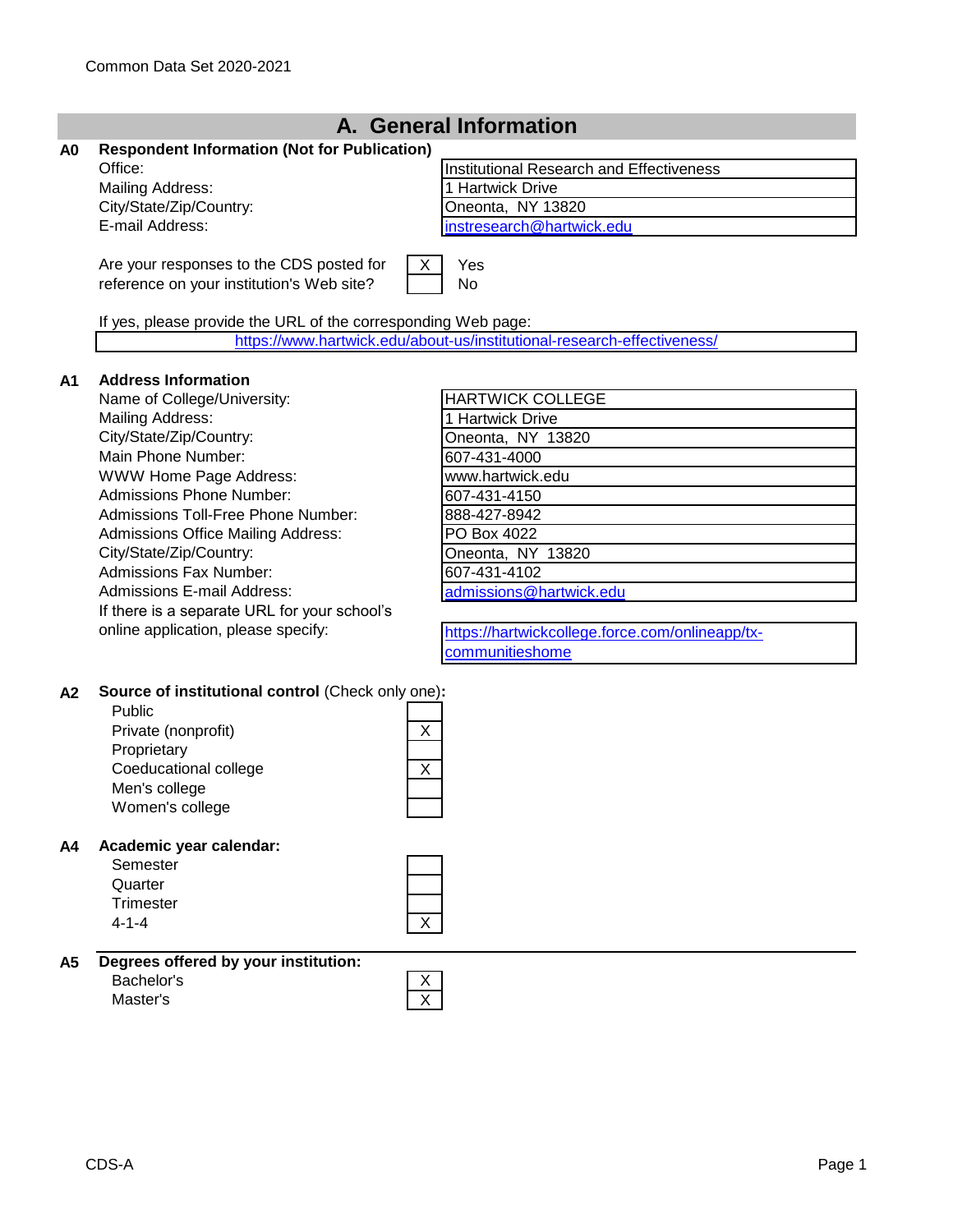Common Data Set 2020-2021

# A. General Information

**A0 Respondent Information (Not for Publication)**

| | |
|---|---|
| Office: | Institutional Research and Effectiveness |
| Mailing Address: | 1 Hartwick Drive |
| City/State/Zip/Country: | Oneonta, NY 13820 |
| E-mail Address: | instresearch@hartwick.edu |

Are your responses to the CDS posted for reference on your institution's Web site?

| | |
|---|---|
| X | Yes |
| | No |

If yes, please provide the URL of the corresponding Web page:

https://www.hartwick.edu/about-us/institutional-research-effectiveness/

**A1 Address Information**

| | |
|---|---|
| Name of College/University: | HARTWICK COLLEGE |
| Mailing Address: | 1 Hartwick Drive |
| City/State/Zip/Country: | Oneonta, NY 13820 |
| Main Phone Number: | 607-431-4000 |
| WWW Home Page Address: | www.hartwick.edu |
| Admissions Phone Number: | 607-431-4150 |
| Admissions Toll-Free Phone Number: | 888-427-8942 |
| Admissions Office Mailing Address: | PO Box 4022 |
| City/State/Zip/Country: | Oneonta, NY 13820 |
| Admissions Fax Number: | 607-431-4102 |
| Admissions E-mail Address: | admissions@hartwick.edu |
| If there is a separate URL for your school's online application, please specify: | https://hartwickcollege.force.com/onlineapp/tx-communitieshome |

**A2 Source of institutional control** (Check only one)**:**

| | |
|---|---|
| Public | |
| Private (nonprofit) | X |
| Proprietary | |
| Coeducational college | X |
| Men's college | |
| Women's college | |

**A4 Academic year calendar:**

| | |
|---|---|
| Semester | |
| Quarter | |
| Trimester | |
| 4-1-4 | X |

**A5 Degrees offered by your institution:**

| | |
|---|---|
| Bachelor's | X |
| Master's | X |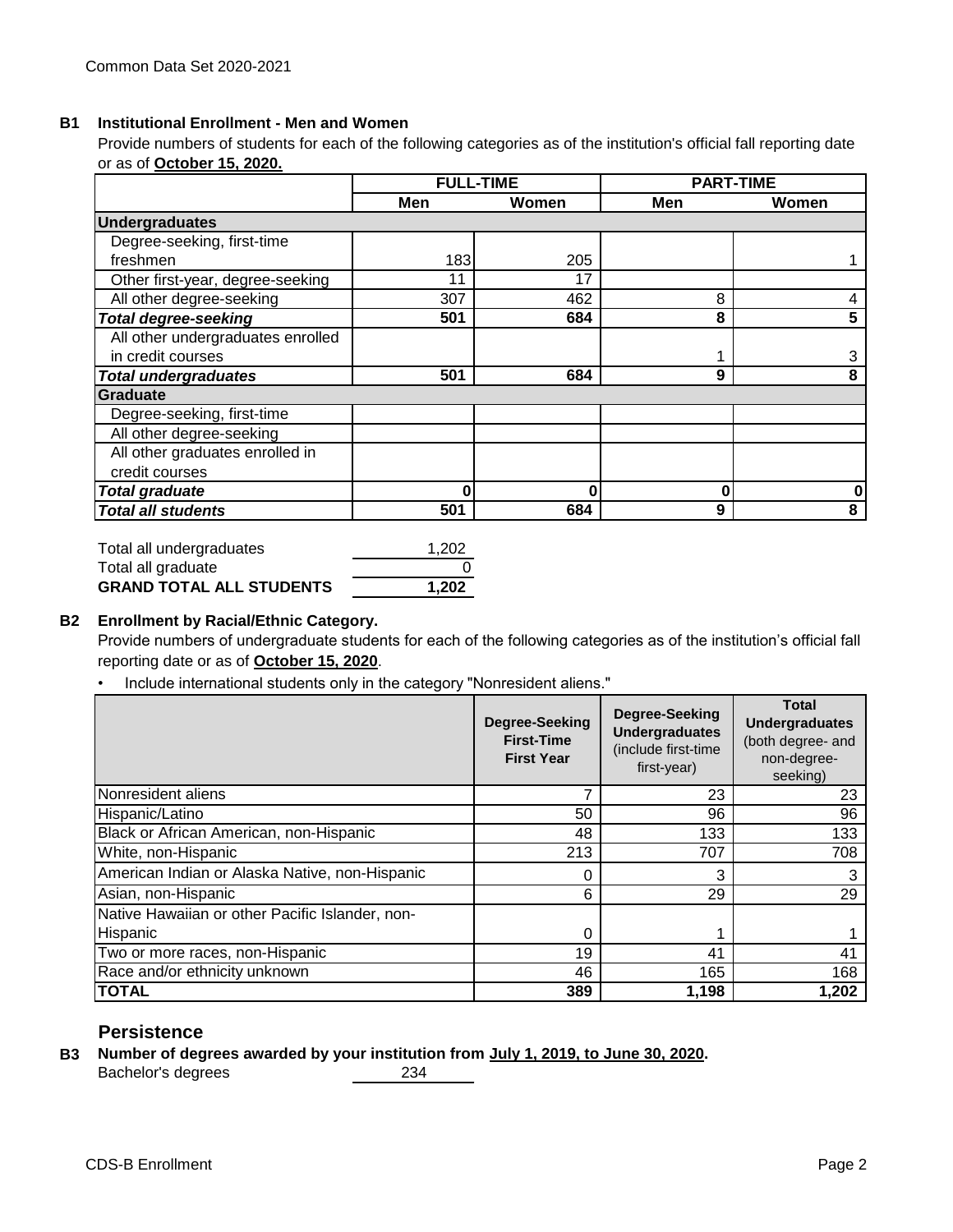## B1 Institutional Enrollment - Men and Women

Provide numbers of students for each of the following categories as of the institution's official fall reporting date or as of **October 15, 2020.**

| | FULL-TIME | | PART-TIME | |
|---|---|---|---|---|
| | **Men** | **Women** | **Men** | **Women** |
| **Undergraduates** | | | | |
| Degree-seeking, first-time freshmen | 183 | 205 | | 1 |
| Other first-year, degree-seeking | 11 | 17 | | |
| All other degree-seeking | 307 | 462 | 8 | 4 |
| ***Total degree-seeking*** | **501** | **684** | **8** | **5** |
| All other undergraduates enrolled in credit courses | | | 1 | 3 |
| ***Total undergraduates*** | **501** | **684** | **9** | **8** |
| **Graduate** | | | | |
| Degree-seeking, first-time | | | | |
| All other degree-seeking | | | | |
| All other graduates enrolled in credit courses | | | | |
| ***Total graduate*** | **0** | **0** | **0** | **0** |
| ***Total all students*** | **501** | **684** | **9** | **8** |

| | |
|---|---|
| Total all undergraduates | 1,202 |
| Total all graduate | 0 |
| **GRAND TOTAL ALL STUDENTS** | **1,202** |

## B2 Enrollment by Racial/Ethnic Category.

Provide numbers of undergraduate students for each of the following categories as of the institution's official fall reporting date or as of **October 15, 2020**.

- Include international students only in the category "Nonresident aliens."

| | Degree-Seeking First-Time First Year | Degree-Seeking Undergraduates (include first-time first-year) | Total Undergraduates (both degree- and non-degree-seeking) |
|---|---|---|---|
| Nonresident aliens | 7 | 23 | 23 |
| Hispanic/Latino | 50 | 96 | 96 |
| Black or African American, non-Hispanic | 48 | 133 | 133 |
| White, non-Hispanic | 213 | 707 | 708 |
| American Indian or Alaska Native, non-Hispanic | 0 | 3 | 3 |
| Asian, non-Hispanic | 6 | 29 | 29 |
| Native Hawaiian or other Pacific Islander, non-Hispanic | 0 | 1 | 1 |
| Two or more races, non-Hispanic | 19 | 41 | 41 |
| Race and/or ethnicity unknown | 46 | 165 | 168 |
| **TOTAL** | **389** | **1,198** | **1,202** |

## Persistence

## B3 Number of degrees awarded by your institution from July 1, 2019, to June 30, 2020.

Bachelor's degrees: 234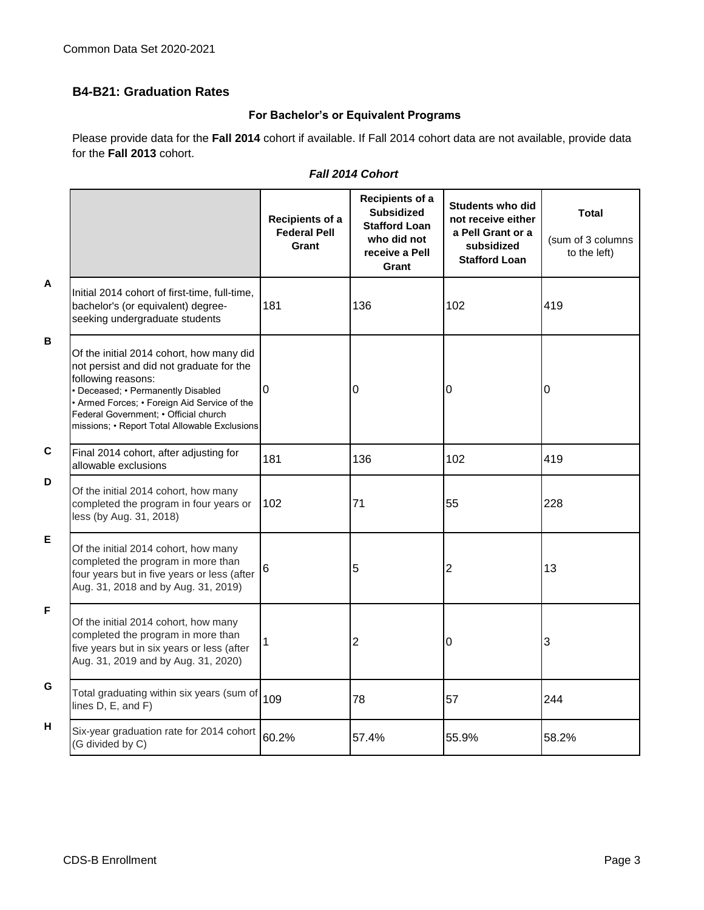## B4-B21: Graduation Rates

### For Bachelor's or Equivalent Programs

Please provide data for the **Fall 2014** cohort if available. If Fall 2014 cohort data are not available, provide data for the **Fall 2013** cohort.

*Fall 2014 Cohort*

| | | Recipients of a Federal Pell Grant | Recipients of a Subsidized Stafford Loan who did not receive a Pell Grant | Students who did not receive either a Pell Grant or a subsidized Stafford Loan | Total (sum of 3 columns to the left) |
|---|---|---|---|---|---|
| A | Initial 2014 cohort of first-time, full-time, bachelor's (or equivalent) degree-seeking undergraduate students | 181 | 136 | 102 | 419 |
| B | Of the initial 2014 cohort, how many did not persist and did not graduate for the following reasons: • Deceased; • Permanently Disabled • Armed Forces; • Foreign Aid Service of the Federal Government; • Official church missions; • Report Total Allowable Exclusions | 0 | 0 | 0 | 0 |
| C | Final 2014 cohort, after adjusting for allowable exclusions | 181 | 136 | 102 | 419 |
| D | Of the initial 2014 cohort, how many completed the program in four years or less (by Aug. 31, 2018) | 102 | 71 | 55 | 228 |
| E | Of the initial 2014 cohort, how many completed the program in more than four years but in five years or less (after Aug. 31, 2018 and by Aug. 31, 2019) | 6 | 5 | 2 | 13 |
| F | Of the initial 2014 cohort, how many completed the program in more than five years but in six years or less (after Aug. 31, 2019 and by Aug. 31, 2020) | 1 | 2 | 0 | 3 |
| G | Total graduating within six years (sum of lines D, E, and F) | 109 | 78 | 57 | 244 |
| H | Six-year graduation rate for 2014 cohort (G divided by C) | 60.2% | 57.4% | 55.9% | 58.2% |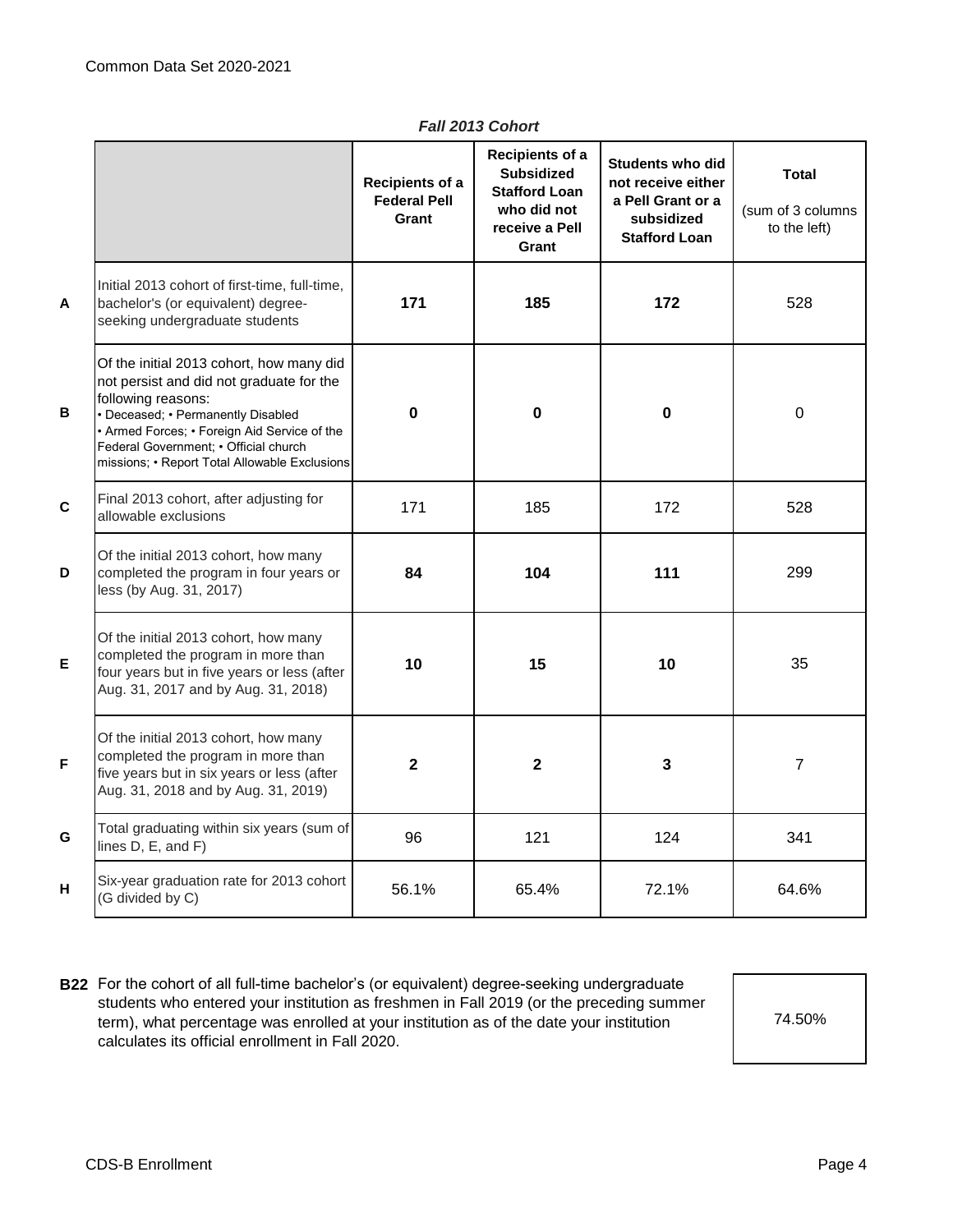Common Data Set 2020-2021

*Fall 2013 Cohort*

| | | Recipients of a Federal Pell Grant | Recipients of a Subsidized Stafford Loan who did not receive a Pell Grant | Students who did not receive either a Pell Grant or a subsidized Stafford Loan | Total (sum of 3 columns to the left) |
|---|---|---|---|---|---|
| A | Initial 2013 cohort of first-time, full-time, bachelor's (or equivalent) degree-seeking undergraduate students | **171** | **185** | **172** | 528 |
| B | Of the initial 2013 cohort, how many did not persist and did not graduate for the following reasons: • Deceased; • Permanently Disabled • Armed Forces; • Foreign Aid Service of the Federal Government; • Official church missions; • Report Total Allowable Exclusions | **0** | **0** | **0** | 0 |
| C | Final 2013 cohort, after adjusting for allowable exclusions | 171 | 185 | 172 | 528 |
| D | Of the initial 2013 cohort, how many completed the program in four years or less (by Aug. 31, 2017) | **84** | **104** | **111** | 299 |
| E | Of the initial 2013 cohort, how many completed the program in more than four years but in five years or less (after Aug. 31, 2017 and by Aug. 31, 2018) | **10** | **15** | **10** | 35 |
| F | Of the initial 2013 cohort, how many completed the program in more than five years but in six years or less (after Aug. 31, 2018 and by Aug. 31, 2019) | **2** | **2** | **3** | 7 |
| G | Total graduating within six years (sum of lines D, E, and F) | 96 | 121 | 124 | 341 |
| H | Six-year graduation rate for 2013 cohort (G divided by C) | 56.1% | 65.4% | 72.1% | 64.6% |

**B22** For the cohort of all full-time bachelor's (or equivalent) degree-seeking undergraduate students who entered your institution as freshmen in Fall 2019 (or the preceding summer term), what percentage was enrolled at your institution as of the date your institution calculates its official enrollment in Fall 2020.

74.50%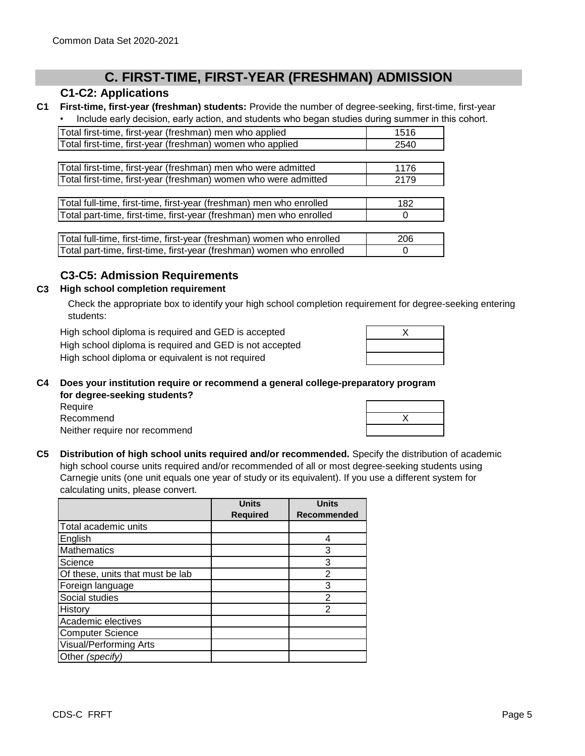## C. FIRST-TIME, FIRST-YEAR (FRESHMAN) ADMISSION

### C1-C2: Applications

**C1** **First-time, first-year (freshman) students:** Provide the number of degree-seeking, first-time, first-year

- Include early decision, early action, and students who began studies during summer in this cohort.

| | |
|---|---|
| Total first-time, first-year (freshman) men who applied | 1516 |
| Total first-time, first-year (freshman) women who applied | 2540 |

| | |
|---|---|
| Total first-time, first-year (freshman) men who were admitted | 1176 |
| Total first-time, first-year (freshman) women who were admitted | 2179 |

| | |
|---|---|
| Total full-time, first-time, first-year (freshman) men who enrolled | 182 |
| Total part-time, first-time, first-year (freshman) men who enrolled | 0 |

| | |
|---|---|
| Total full-time, first-time, first-year (freshman) women who enrolled | 206 |
| Total part-time, first-time, first-year (freshman) women who enrolled | 0 |

### C3-C5: Admission Requirements

**C3** **High school completion requirement**

Check the appropriate box to identify your high school completion requirement for degree-seeking entering students:

| | |
|---|---|
| High school diploma is required and GED is accepted | X |
| High school diploma is required and GED is not accepted | |
| High school diploma or equivalent is not required | |

**C4** **Does your institution require or recommend a general college-preparatory program for degree-seeking students?**

| | |
|---|---|
| Require | |
| Recommend | X |
| Neither require nor recommend | |

**C5** **Distribution of high school units required and/or recommended.** Specify the distribution of academic high school course units required and/or recommended of all or most degree-seeking students using Carnegie units (one unit equals one year of study or its equivalent). If you use a different system for calculating units, please convert.

| | Units Required | Units Recommended |
|---|---|---|
| Total academic units | | |
| English | | 4 |
| Mathematics | | 3 |
| Science | | 3 |
| Of these, units that must be lab | | 2 |
| Foreign language | | 3 |
| Social studies | | 2 |
| History | | 2 |
| Academic electives | | |
| Computer Science | | |
| Visual/Performing Arts | | |
| Other *(specify)* | | |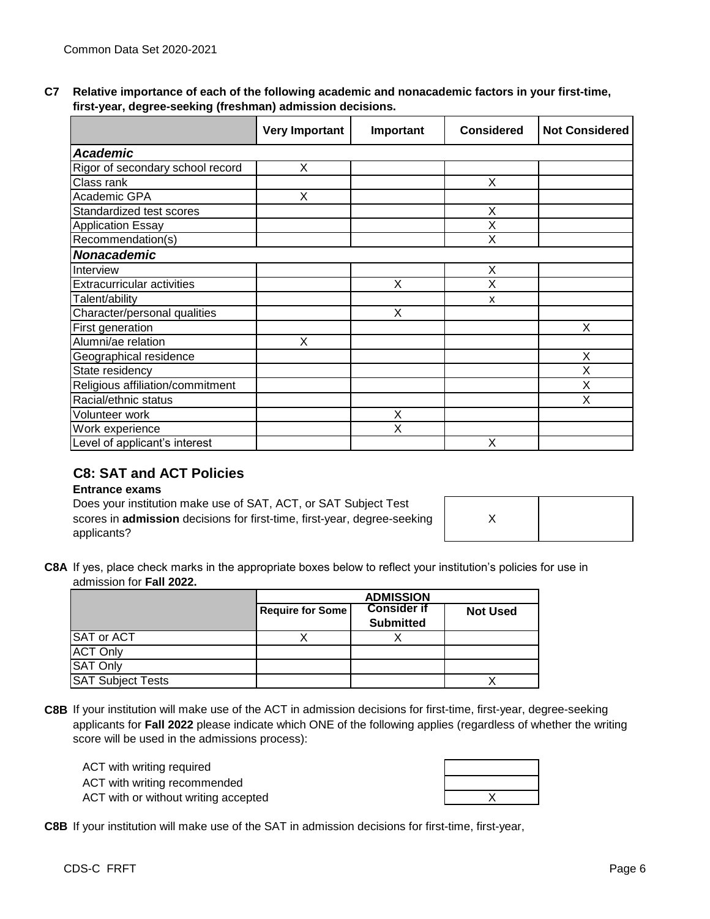**C7 Relative importance of each of the following academic and nonacademic factors in your first-time, first-year, degree-seeking (freshman) admission decisions.**

| | Very Important | Important | Considered | Not Considered |
|---|---|---|---|---|
| ***Academic*** | | | | |
| Rigor of secondary school record | X | | | |
| Class rank | | | X | |
| Academic GPA | X | | | |
| Standardized test scores | | | X | |
| Application Essay | | | X | |
| Recommendation(s) | | | X | |
| ***Nonacademic*** | | | | |
| Interview | | | X | |
| Extracurricular activities | | X | X | |
| Talent/ability | | | x | |
| Character/personal qualities | | X | | |
| First generation | | | | X |
| Alumni/ae relation | X | | | |
| Geographical residence | | | | X |
| State residency | | | | X |
| Religious affiliation/commitment | | | | X |
| Racial/ethnic status | | | | X |
| Volunteer work | | X | | |
| Work experience | | X | | |
| Level of applicant's interest | | | X | |

## C8: SAT and ACT Policies

**Entrance exams**

Does your institution make use of SAT, ACT, or SAT Subject Test scores in **admission** decisions for first-time, first-year, degree-seeking applicants?

| | |
|---|---|
| X | |

**C8A** If yes, place check marks in the appropriate boxes below to reflect your institution's policies for use in admission for **Fall 2022.**

| | ADMISSION | | |
|---|---|---|---|
| | Require for Some | Consider if Submitted | Not Used |
| SAT or ACT | X | X | |
| ACT Only | | | |
| SAT Only | | | |
| SAT Subject Tests | | | X |

**C8B** If your institution will make use of the ACT in admission decisions for first-time, first-year, degree-seeking applicants for **Fall 2022** please indicate which ONE of the following applies (regardless of whether the writing score will be used in the admissions process):

| | |
|---|---|
| ACT with writing required | |
| ACT with writing recommended | |
| ACT with or without writing accepted | X |

**C8B** If your institution will make use of the SAT in admission decisions for first-time, first-year,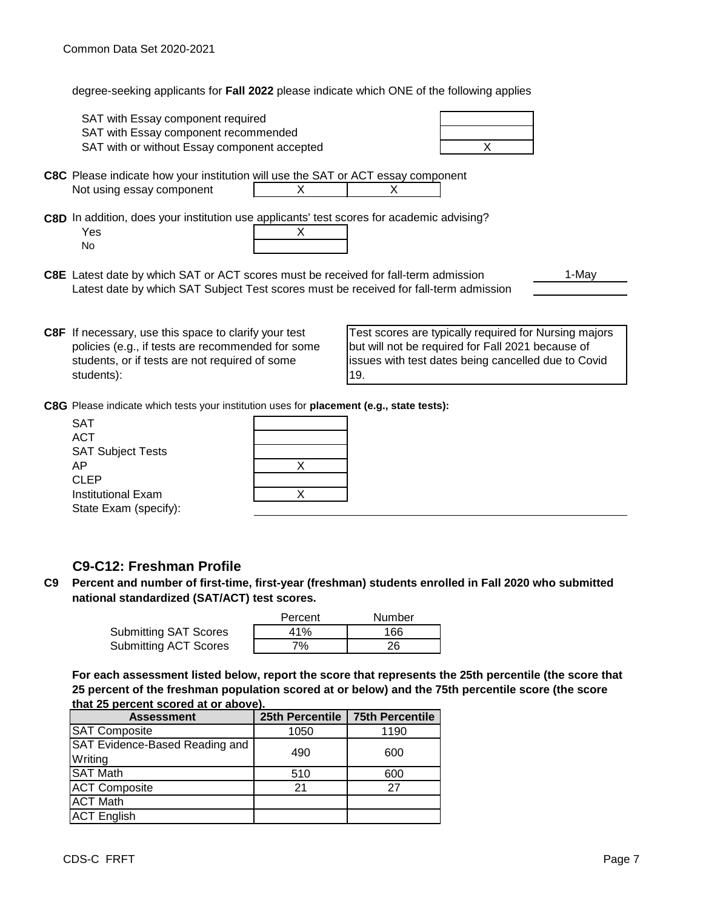degree-seeking applicants for **Fall 2022** please indicate which ONE of the following applies

| | |
|---|---|
| SAT with Essay component required | |
| SAT with Essay component recommended | |
| SAT with or without Essay component accepted | X |

**C8C** Please indicate how your institution will use the SAT or ACT essay component

| | | |
|---|---|---|
| Not using essay component | X | X |

**C8D** In addition, does your institution use applicants' test scores for academic advising?

| | |
|---|---|
| Yes | X |
| No | |

**C8E** Latest date by which SAT or ACT scores must be received for fall-term admission: 1-May

Latest date by which SAT Subject Test scores must be received for fall-term admission:

**C8F** If necessary, use this space to clarify your test policies (e.g., if tests are recommended for some students, or if tests are not required of some students):

Test scores are typically required for Nursing majors but will not be required for Fall 2021 because of issues with test dates being cancelled due to Covid 19.

**C8G** Please indicate which tests your institution uses for **placement (e.g., state tests):**

| | |
|---|---|
| SAT | |
| ACT | |
| SAT Subject Tests | |
| AP | X |
| CLEP | |
| Institutional Exam | X |
| State Exam (specify): | |

## C9-C12: Freshman Profile

**C9 Percent and number of first-time, first-year (freshman) students enrolled in Fall 2020 who submitted national standardized (SAT/ACT) test scores.**

| | Percent | Number |
|---|---|---|
| Submitting SAT Scores | 41% | 166 |
| Submitting ACT Scores | 7% | 26 |

**For each assessment listed below, report the score that represents the 25th percentile (the score that 25 percent of the freshman population scored at or below) and the 75th percentile score (the score that 25 percent scored at or above).**

| Assessment | 25th Percentile | 75th Percentile |
|---|---|---|
| SAT Composite | 1050 | 1190 |
| SAT Evidence-Based Reading and Writing | 490 | 600 |
| SAT Math | 510 | 600 |
| ACT Composite | 21 | 27 |
| ACT Math | | |
| ACT English | | |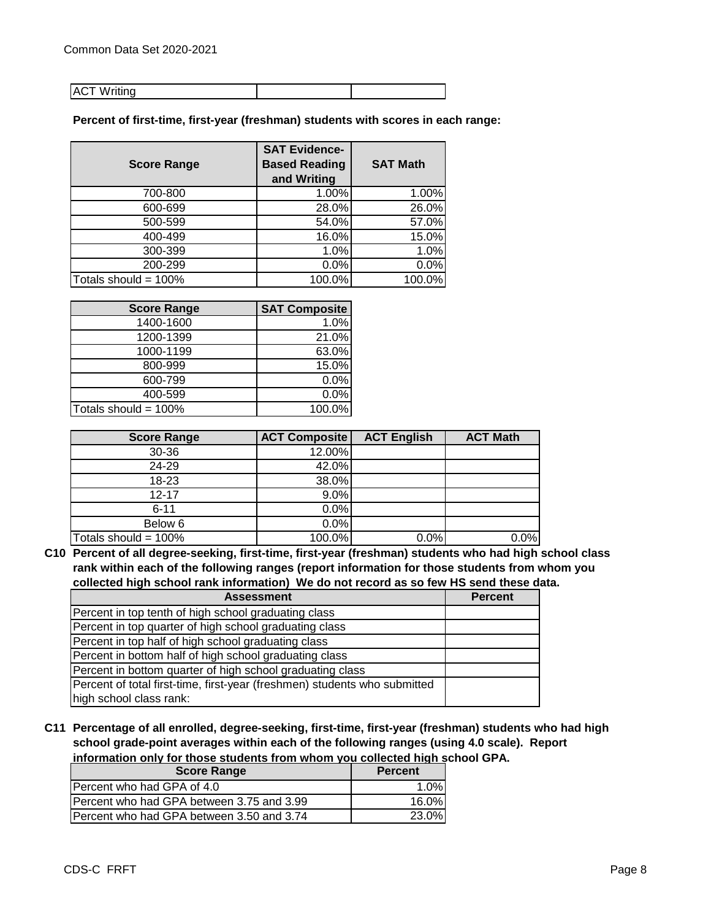| ACT Writing | | |
|---|---|---|

**Percent of first-time, first-year (freshman) students with scores in each range:**

| Score Range | SAT Evidence-Based Reading and Writing | SAT Math |
|---|---|---|
| 700-800 | 1.00% | 1.00% |
| 600-699 | 28.0% | 26.0% |
| 500-599 | 54.0% | 57.0% |
| 400-499 | 16.0% | 15.0% |
| 300-399 | 1.0% | 1.0% |
| 200-299 | 0.0% | 0.0% |
| Totals should = 100% | 100.0% | 100.0% |

| Score Range | SAT Composite |
|---|---|
| 1400-1600 | 1.0% |
| 1200-1399 | 21.0% |
| 1000-1199 | 63.0% |
| 800-999 | 15.0% |
| 600-799 | 0.0% |
| 400-599 | 0.0% |
| Totals should = 100% | 100.0% |

| Score Range | ACT Composite | ACT English | ACT Math |
|---|---|---|---|
| 30-36 | 12.00% | | |
| 24-29 | 42.0% | | |
| 18-23 | 38.0% | | |
| 12-17 | 9.0% | | |
| 6-11 | 0.0% | | |
| Below 6 | 0.0% | | |
| Totals should = 100% | 100.0% | 0.0% | 0.0% |

**C10 Percent of all degree-seeking, first-time, first-year (freshman) students who had high school class rank within each of the following ranges (report information for those students from whom you collected high school rank information) We do not record as so few HS send these data.**

| Assessment | Percent |
|---|---|
| Percent in top tenth of high school graduating class | |
| Percent in top quarter of high school graduating class | |
| Percent in top half of high school graduating class | |
| Percent in bottom half of high school graduating class | |
| Percent in bottom quarter of high school graduating class | |
| Percent of total first-time, first-year (freshmen) students who submitted high school class rank: | |

**C11 Percentage of all enrolled, degree-seeking, first-time, first-year (freshman) students who had high school grade-point averages within each of the following ranges (using 4.0 scale). Report information only for those students from whom you collected high school GPA.**

| Score Range | Percent |
|---|---|
| Percent who had GPA of 4.0 | 1.0% |
| Percent who had GPA between 3.75 and 3.99 | 16.0% |
| Percent who had GPA between 3.50 and 3.74 | 23.0% |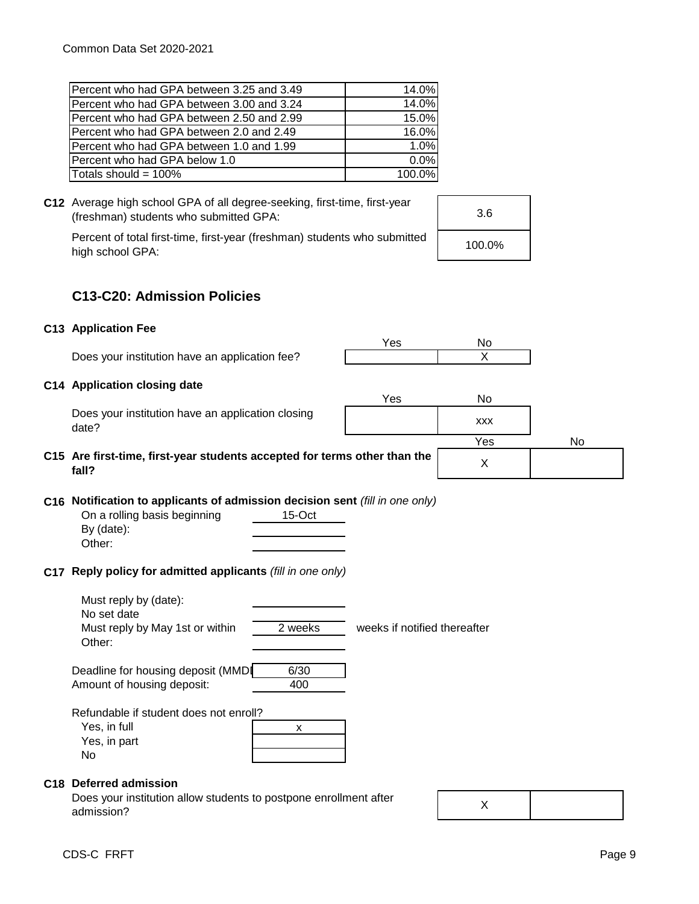| Percent who had GPA between 3.25 and 3.49 | 14.0% |
|---|---|
| Percent who had GPA between 3.00 and 3.24 | 14.0% |
| Percent who had GPA between 2.50 and 2.99 | 15.0% |
| Percent who had GPA between 2.0 and 2.49 | 16.0% |
| Percent who had GPA between 1.0 and 1.99 | 1.0% |
| Percent who had GPA below 1.0 | 0.0% |
| Totals should = 100% | 100.0% |

**C12** Average high school GPA of all degree-seeking, first-time, first-year (freshman) students who submitted GPA: 3.6

Percent of total first-time, first-year (freshman) students who submitted high school GPA: 100.0%

## C13-C20: Admission Policies

### C13 Application Fee

| | Yes | No |
|---|---|---|
| Does your institution have an application fee? | | X |

### C14 Application closing date

| | Yes | No |
|---|---|---|
| Does your institution have an application closing date? | | xxx |

| | Yes | No |
|---|---|---|
| **C15 Are first-time, first-year students accepted for terms other than the fall?** | X | |

### C16 Notification to applicants of admission decision sent *(fill in one only)*

| | |
|---|---|
| On a rolling basis beginning | 15-Oct |
| By (date): | |
| Other: | |

### C17 Reply policy for admitted applicants *(fill in one only)*

| | | |
|---|---|---|
| Must reply by (date): | | |
| No set date | | |
| Must reply by May 1st or within | 2 weeks | weeks if notified thereafter |
| Other: | | |

| | |
|---|---|
| Deadline for housing deposit (MMDD) | 6/30 |
| Amount of housing deposit: | 400 |

Refundable if student does not enroll?

| | |
|---|---|
| Yes, in full | x |
| Yes, in part | |
| No | |

### C18 Deferred admission

| | Yes | No |
|---|---|---|
| Does your institution allow students to postpone enrollment after admission? | X | |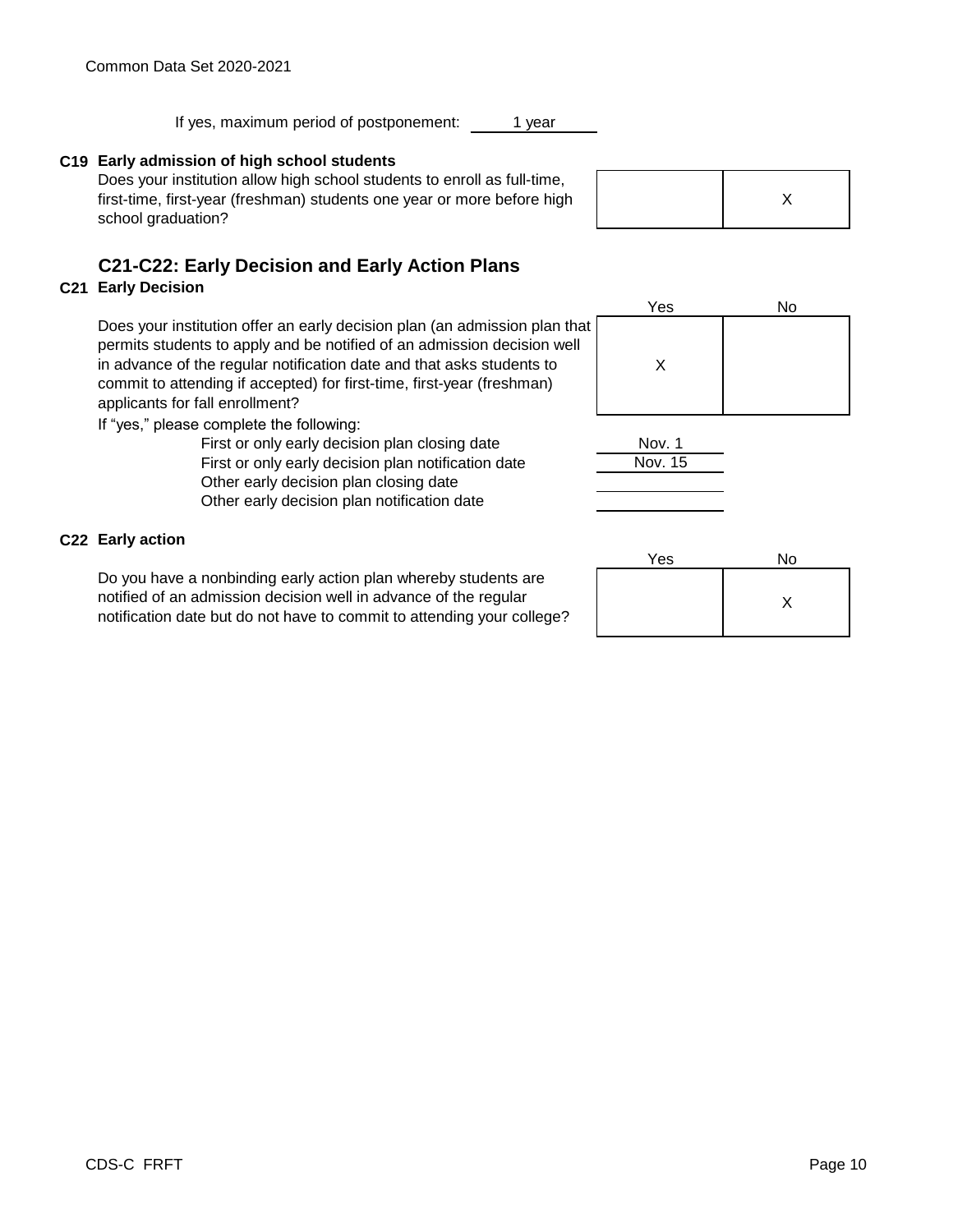If yes, maximum period of postponement: 1 year

**C19 Early admission of high school students**

Does your institution allow high school students to enroll as full-time, first-time, first-year (freshman) students one year or more before high school graduation?

| Yes | No |
|---|---|
| | X |

## C21-C22: Early Decision and Early Action Plans

**C21 Early Decision**

Does your institution offer an early decision plan (an admission plan that permits students to apply and be notified of an admission decision well in advance of the regular notification date and that asks students to commit to attending if accepted) for first-time, first-year (freshman) applicants for fall enrollment?

| Yes | No |
|---|---|
| X | |

If "yes," please complete the following:

| | |
|---|---|
| First or only early decision plan closing date | Nov. 1 |
| First or only early decision plan notification date | Nov. 15 |
| Other early decision plan closing date | |
| Other early decision plan notification date | |

**C22 Early action**

Do you have a nonbinding early action plan whereby students are notified of an admission decision well in advance of the regular notification date but do not have to commit to attending your college?

| Yes | No |
|---|---|
| | X |

CDS-C FRFT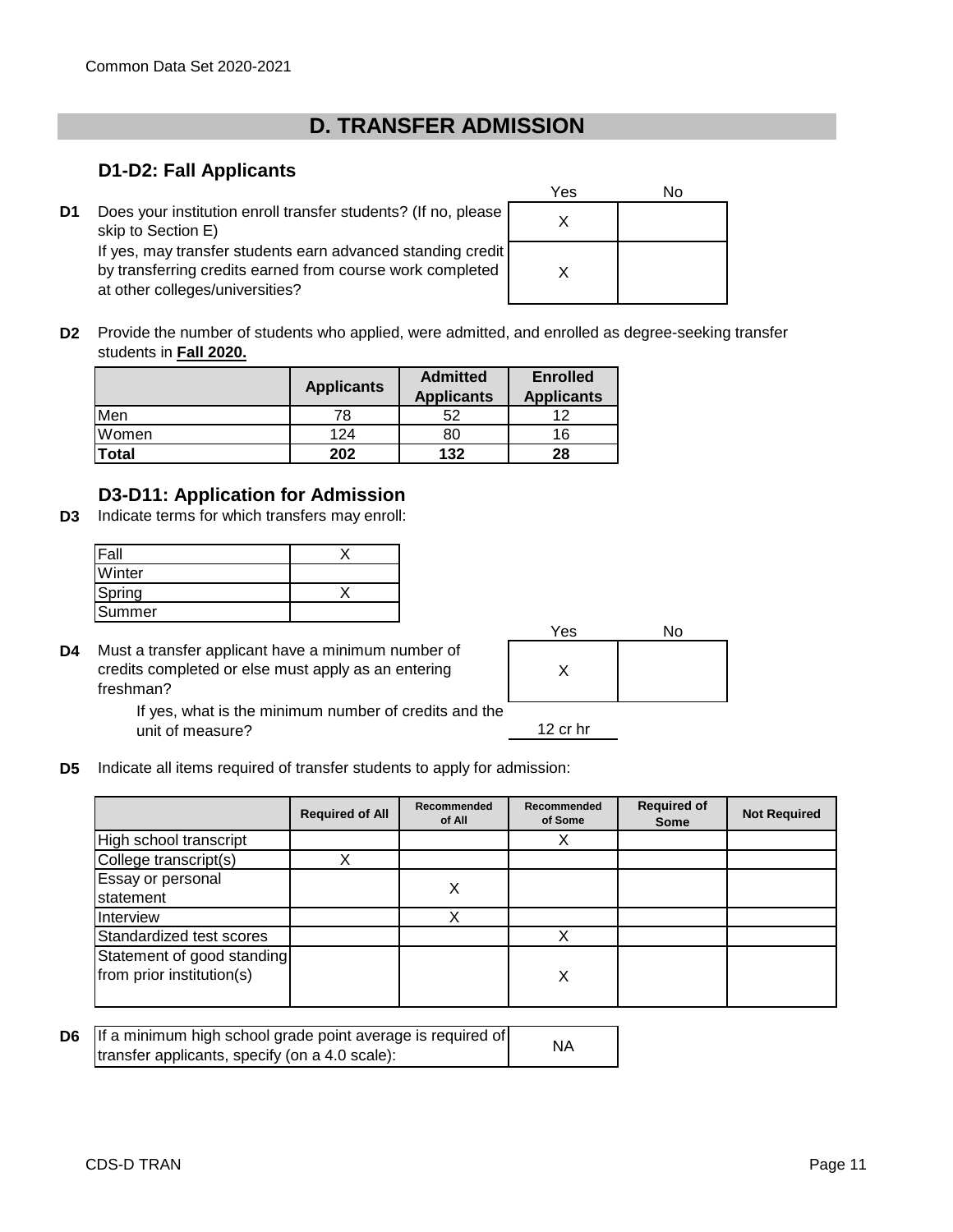# D. TRANSFER ADMISSION

## D1-D2: Fall Applicants

| | | Yes | No |
|---|---|---|---|
| **D1** | Does your institution enroll transfer students? (If no, please skip to Section E) | X | |
| | If yes, may transfer students earn advanced standing credit by transferring credits earned from course work completed at other colleges/universities? | X | |

**D2** Provide the number of students who applied, were admitted, and enrolled as degree-seeking transfer students in **Fall 2020.**

| | Applicants | Admitted Applicants | Enrolled Applicants |
|---|---|---|---|
| Men | 78 | 52 | 12 |
| Women | 124 | 80 | 16 |
| **Total** | **202** | **132** | **28** |

## D3-D11: Application for Admission

**D3** Indicate terms for which transfers may enroll:

| | |
|---|---|
| Fall | X |
| Winter | |
| Spring | X |
| Summer | |

| | | Yes | No |
|---|---|---|---|
| **D4** | Must a transfer applicant have a minimum number of credits completed or else must apply as an entering freshman? | X | |

If yes, what is the minimum number of credits and the unit of measure? 12 cr hr

**D5** Indicate all items required of transfer students to apply for admission:

| | Required of All | Recommended of All | Recommended of Some | Required of Some | Not Required |
|---|---|---|---|---|---|
| High school transcript | | | X | | |
| College transcript(s) | X | | | | |
| Essay or personal statement | | X | | | |
| Interview | | X | | | |
| Standardized test scores | | | X | | |
| Statement of good standing from prior institution(s) | | | X | | |

| | | |
|---|---|---|
| **D6** | If a minimum high school grade point average is required of transfer applicants, specify (on a 4.0 scale): | NA |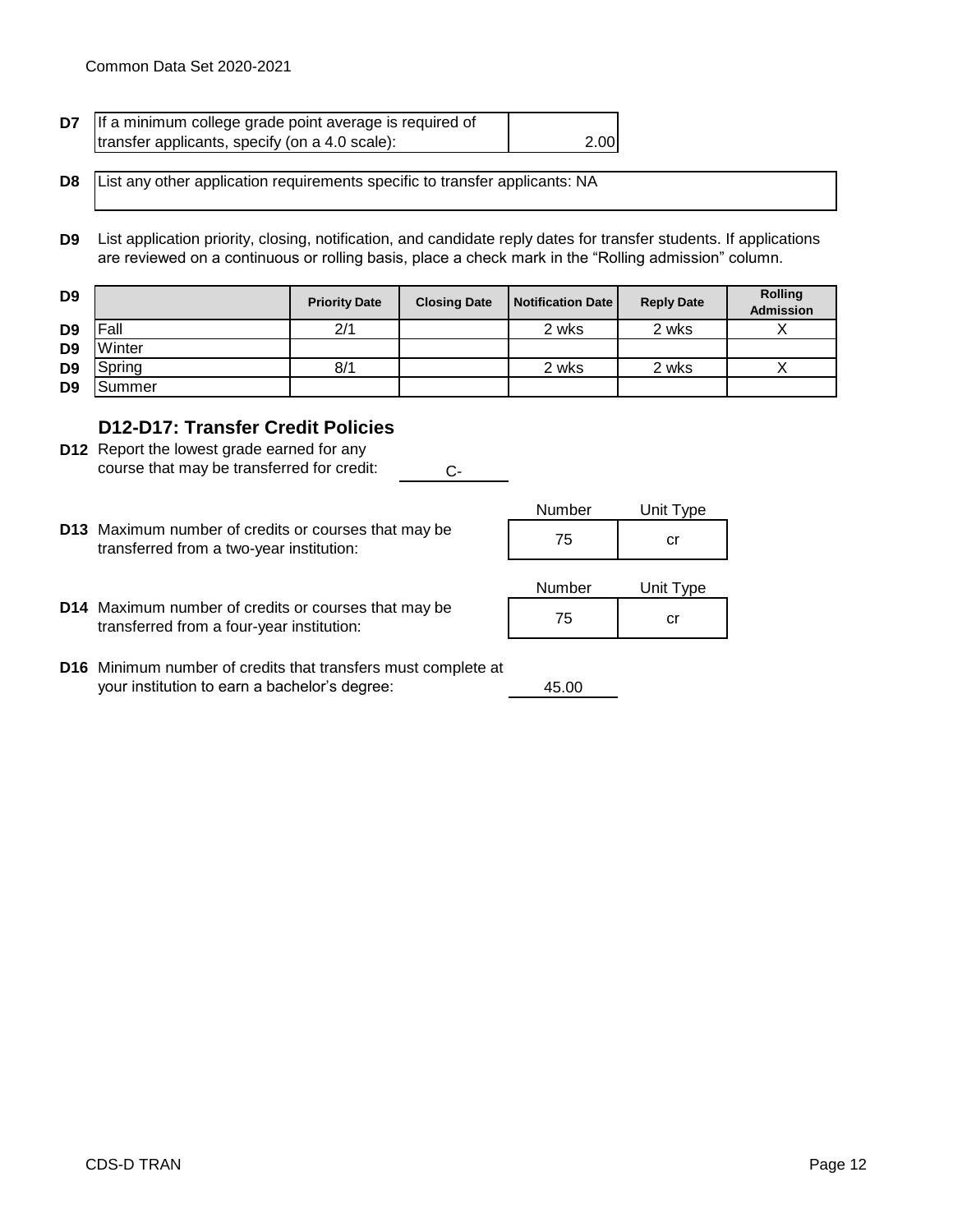**D7** If a minimum college grade point average is required of transfer applicants, specify (on a 4.0 scale): 2.00

**D8** List any other application requirements specific to transfer applicants: NA

**D9** List application priority, closing, notification, and candidate reply dates for transfer students. If applications are reviewed on a continuous or rolling basis, place a check mark in the "Rolling admission" column.

| D9 | | Priority Date | Closing Date | Notification Date | Reply Date | Rolling Admission |
|---|---|---|---|---|---|---|
| D9 | Fall | 2/1 | | 2 wks | 2 wks | X |
| D9 | Winter | | | | | |
| D9 | Spring | 8/1 | | 2 wks | 2 wks | X |
| D9 | Summer | | | | | |

## D12-D17: Transfer Credit Policies

**D12** Report the lowest grade earned for any course that may be transferred for credit: C-

| | Number | Unit Type |
|---|---|---|
| **D13** Maximum number of credits or courses that may be transferred from a two-year institution: | 75 | cr |
| **D14** Maximum number of credits or courses that may be transferred from a four-year institution: | 75 | cr |

**D16** Minimum number of credits that transfers must complete at your institution to earn a bachelor's degree: 45.00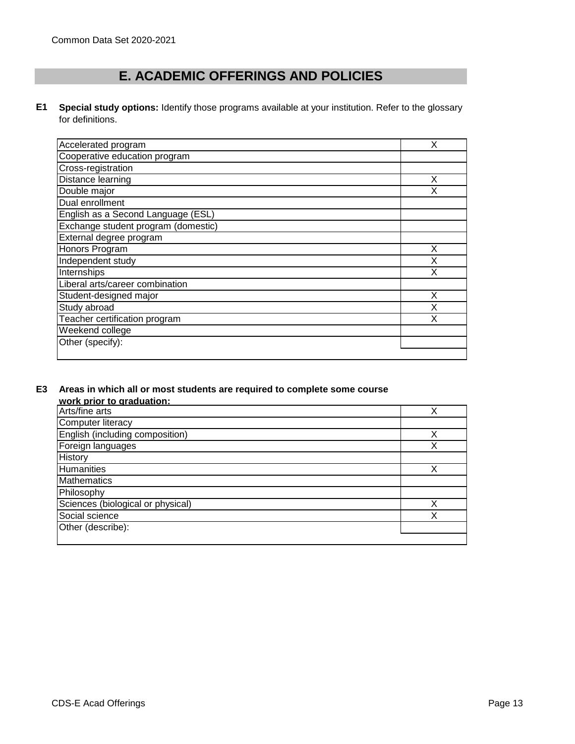# E. ACADEMIC OFFERINGS AND POLICIES

**E1** **Special study options:** Identify those programs available at your institution. Refer to the glossary for definitions.

| Program | |
|---|---|
| Accelerated program | X |
| Cooperative education program | |
| Cross-registration | |
| Distance learning | X |
| Double major | X |
| Dual enrollment | |
| English as a Second Language (ESL) | |
| Exchange student program (domestic) | |
| External degree program | |
| Honors Program | X |
| Independent study | X |
| Internships | X |
| Liberal arts/career combination | |
| Student-designed major | X |
| Study abroad | X |
| Teacher certification program | X |
| Weekend college | |
| Other (specify): | |

**E3** **Areas in which all or most students are required to complete some course work prior to graduation:**

| Area | |
|---|---|
| Arts/fine arts | X |
| Computer literacy | |
| English (including composition) | X |
| Foreign languages | X |
| History | |
| Humanities | X |
| Mathematics | |
| Philosophy | |
| Sciences (biological or physical) | X |
| Social science | X |
| Other (describe): | |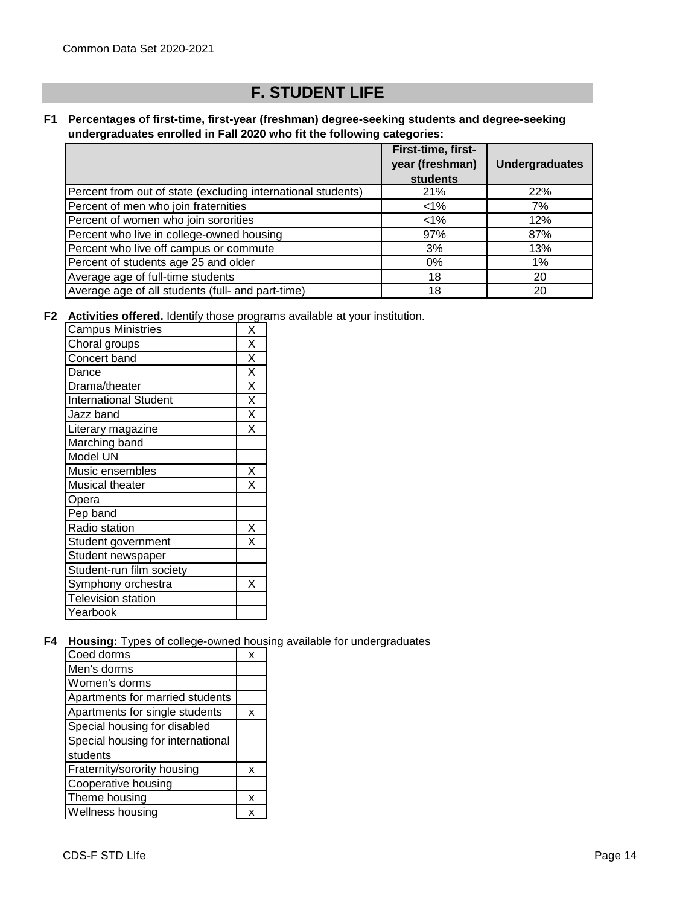# F. STUDENT LIFE

**F1 Percentages of first-time, first-year (freshman) degree-seeking students and degree-seeking undergraduates enrolled in Fall 2020 who fit the following categories:**

| | First-time, first-year (freshman) students | Undergraduates |
|---|---|---|
| Percent from out of state (excluding international students) | 21% | 22% |
| Percent of men who join fraternities | <1% | 7% |
| Percent of women who join sororities | <1% | 12% |
| Percent who live in college-owned housing | 97% | 87% |
| Percent who live off campus or commute | 3% | 13% |
| Percent of students age 25 and older | 0% | 1% |
| Average age of full-time students | 18 | 20 |
| Average age of all students (full- and part-time) | 18 | 20 |

**F2 Activities offered.** Identify those programs available at your institution.

| Activity | |
|---|---|
| Campus Ministries | X |
| Choral groups | X |
| Concert band | X |
| Dance | X |
| Drama/theater | X |
| International Student | X |
| Jazz band | X |
| Literary magazine | X |
| Marching band | |
| Model UN | |
| Music ensembles | X |
| Musical theater | X |
| Opera | |
| Pep band | |
| Radio station | X |
| Student government | X |
| Student newspaper | |
| Student-run film society | |
| Symphony orchestra | X |
| Television station | |
| Yearbook | |

**F4 Housing:** Types of college-owned housing available for undergraduates

| Housing type | |
|---|---|
| Coed dorms | x |
| Men's dorms | |
| Women's dorms | |
| Apartments for married students | |
| Apartments for single students | x |
| Special housing for disabled | |
| Special housing for international students | |
| Fraternity/sorority housing | x |
| Cooperative housing | |
| Theme housing | x |
| Wellness housing | x |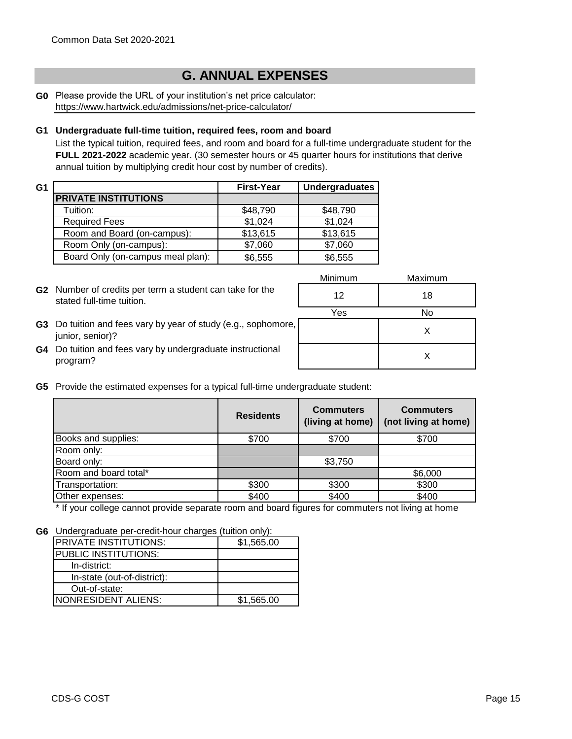## G. ANNUAL EXPENSES

**G0** Please provide the URL of your institution's net price calculator:
https://www.hartwick.edu/admissions/net-price-calculator/

**G1 Undergraduate full-time tuition, required fees, room and board**

List the typical tuition, required fees, and room and board for a full-time undergraduate student for the **FULL 2021-2022** academic year. (30 semester hours or 45 quarter hours for institutions that derive annual tuition by multiplying credit hour cost by number of credits).

**G1**

| | First-Year | Undergraduates |
|---|---|---|
| **PRIVATE INSTITUTIONS** | | |
| Tuition: | $48,790 | $48,790 |
| Required Fees | $1,024 | $1,024 |
| Room and Board (on-campus): | $13,615 | $13,615 |
| Room Only (on-campus): | $7,060 | $7,060 |
| Board Only (on-campus meal plan): | $6,555 | $6,555 |

| | Minimum | Maximum |
|---|---|---|
| **G2** Number of credits per term a student can take for the stated full-time tuition. | 12 | 18 |

| | Yes | No |
|---|---|---|
| **G3** Do tuition and fees vary by year of study (e.g., sophomore, junior, senior)? | | X |
| **G4** Do tuition and fees vary by undergraduate instructional program? | | X |

**G5** Provide the estimated expenses for a typical full-time undergraduate student:

| | Residents | Commuters (living at home) | Commuters (not living at home) |
|---|---|---|---|
| Books and supplies: | $700 | $700 | $700 |
| Room only: | | | |
| Board only: | | $3,750 | |
| Room and board total* | | | $6,000 |
| Transportation: | $300 | $300 | $300 |
| Other expenses: | $400 | $400 | $400 |

* If your college cannot provide separate room and board figures for commuters not living at home

**G6** Undergraduate per-credit-hour charges (tuition only):

| | |
|---|---|
| PRIVATE INSTITUTIONS: | $1,565.00 |
| PUBLIC INSTITUTIONS: | |
| In-district: | |
| In-state (out-of-district): | |
| Out-of-state: | |
| NONRESIDENT ALIENS: | $1,565.00 |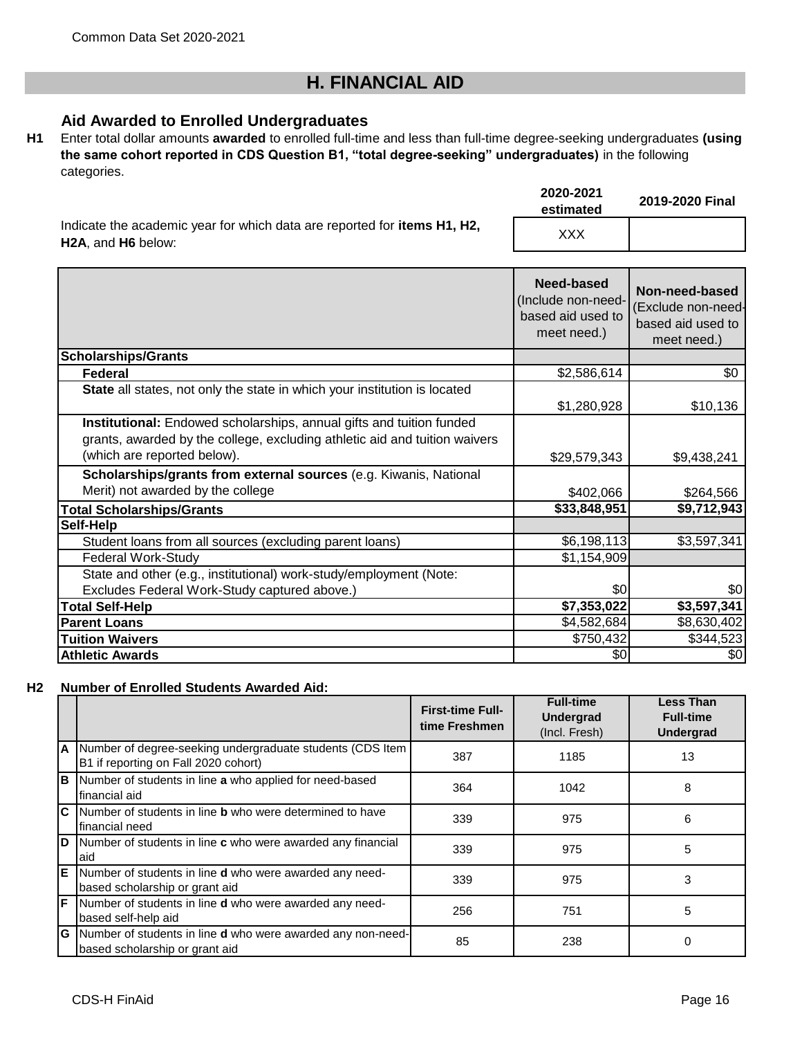# H. FINANCIAL AID

## Aid Awarded to Enrolled Undergraduates

**H1** Enter total dollar amounts **awarded** to enrolled full-time and less than full-time degree-seeking undergraduates **(using the same cohort reported in CDS Question B1, "total degree-seeking" undergraduates)** in the following categories.

| | 2020-2021 estimated | 2019-2020 Final |
|---|---|---|
| Indicate the academic year for which data are reported for **items H1, H2, H2A**, and **H6** below: | XXX | |

| | Need-based (Include non-need-based aid used to meet need.) | Non-need-based (Exclude non-need-based aid used to meet need.) |
|---|---|---|
| **Scholarships/Grants** | | |
| **Federal** | $2,586,614 | $0 |
| **State** all states, not only the state in which your institution is located | $1,280,928 | $10,136 |
| **Institutional:** Endowed scholarships, annual gifts and tuition funded grants, awarded by the college, excluding athletic aid and tuition waivers (which are reported below). | $29,579,343 | $9,438,241 |
| **Scholarships/grants from external sources** (e.g. Kiwanis, National Merit) not awarded by the college | $402,066 | $264,566 |
| **Total Scholarships/Grants** | **$33,848,951** | **$9,712,943** |
| **Self-Help** | | |
| Student loans from all sources (excluding parent loans) | $6,198,113 | $3,597,341 |
| Federal Work-Study | $1,154,909 | |
| State and other (e.g., institutional) work-study/employment (Note: Excludes Federal Work-Study captured above.) | $0 | $0 |
| **Total Self-Help** | **$7,353,022** | **$3,597,341** |
| **Parent Loans** | $4,582,684 | $8,630,402 |
| **Tuition Waivers** | $750,432 | $344,523 |
| **Athletic Awards** | $0 | $0 |

**H2 Number of Enrolled Students Awarded Aid:**

| | | First-time Full-time Freshmen | Full-time Undergrad (Incl. Fresh) | Less Than Full-time Undergrad |
|---|---|---|---|---|
| A | Number of degree-seeking undergraduate students (CDS Item B1 if reporting on Fall 2020 cohort) | 387 | 1185 | 13 |
| B | Number of students in line **a** who applied for need-based financial aid | 364 | 1042 | 8 |
| C | Number of students in line **b** who were determined to have financial need | 339 | 975 | 6 |
| D | Number of students in line **c** who were awarded any financial aid | 339 | 975 | 5 |
| E | Number of students in line **d** who were awarded any need-based scholarship or grant aid | 339 | 975 | 3 |
| F | Number of students in line **d** who were awarded any need-based self-help aid | 256 | 751 | 5 |
| G | Number of students in line **d** who were awarded any non-need-based scholarship or grant aid | 85 | 238 | 0 |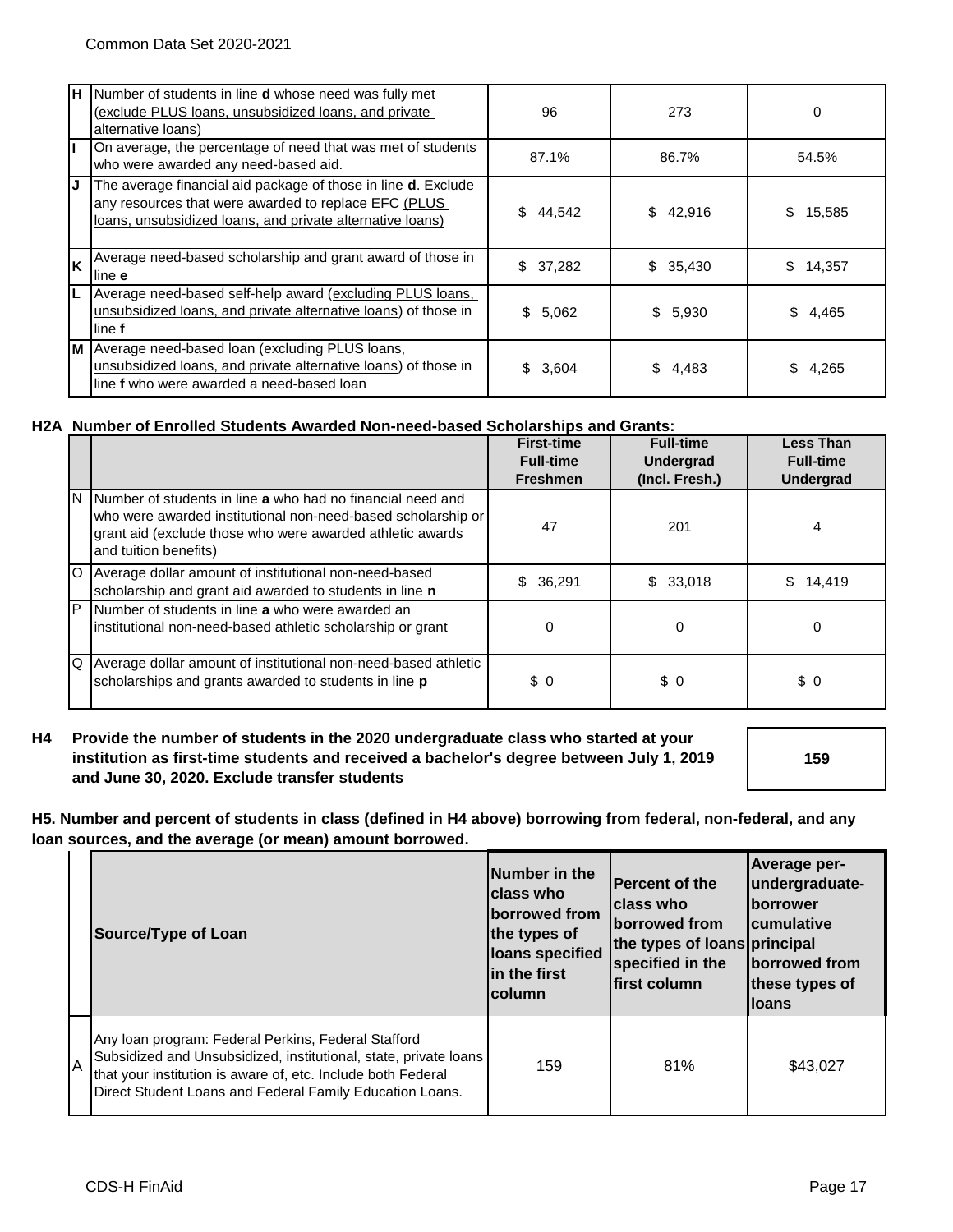| | | | | |
|---|---|---|---|---|
| H | Number of students in line **d** whose need was fully met (exclude PLUS loans, unsubsidized loans, and private alternative loans) | 96 | 273 | 0 |
| I | On average, the percentage of need that was met of students who were awarded any need-based aid. | 87.1% | 86.7% | 54.5% |
| J | The average financial aid package of those in line **d**. Exclude any resources that were awarded to replace EFC (PLUS loans, unsubsidized loans, and private alternative loans) | $ 44,542 | $ 42,916 | $ 15,585 |
| K | Average need-based scholarship and grant award of those in line **e** | $ 37,282 | $ 35,430 | $ 14,357 |
| L | Average need-based self-help award (excluding PLUS loans, unsubsidized loans, and private alternative loans) of those in line **f** | $ 5,062 | $ 5,930 | $ 4,465 |
| M | Average need-based loan (excluding PLUS loans, unsubsidized loans, and private alternative loans) of those in line **f** who were awarded a need-based loan | $ 3,604 | $ 4,483 | $ 4,265 |

### H2A Number of Enrolled Students Awarded Non-need-based Scholarships and Grants:

| | | First-time Full-time Freshmen | Full-time Undergrad (Incl. Fresh.) | Less Than Full-time Undergrad |
|---|---|---|---|---|
| N | Number of students in line **a** who had no financial need and who were awarded institutional non-need-based scholarship or grant aid (exclude those who were awarded athletic awards and tuition benefits) | 47 | 201 | 4 |
| O | Average dollar amount of institutional non-need-based scholarship and grant aid awarded to students in line **n** | $ 36,291 | $ 33,018 | $ 14,419 |
| P | Number of students in line **a** who were awarded an institutional non-need-based athletic scholarship or grant | 0 | 0 | 0 |
| Q | Average dollar amount of institutional non-need-based athletic scholarships and grants awarded to students in line **p** | $ 0 | $ 0 | $ 0 |

**H4 Provide the number of students in the 2020 undergraduate class who started at your institution as first-time students and received a bachelor's degree between July 1, 2019 and June 30, 2020. Exclude transfer students**

| |
|---|
| **159** |

**H5. Number and percent of students in class (defined in H4 above) borrowing from federal, non-federal, and any loan sources, and the average (or mean) amount borrowed.**

| | Source/Type of Loan | Number in the class who borrowed from the types of loans specified in the first column | Percent of the class who borrowed from the types of loans specified in the first column | Average per-undergraduate-borrower cumulative principal borrowed from these types of loans |
|---|---|---|---|---|
| A | Any loan program: Federal Perkins, Federal Stafford Subsidized and Unsubsidized, institutional, state, private loans that your institution is aware of, etc. Include both Federal Direct Student Loans and Federal Family Education Loans. | 159 | 81% | $43,027 |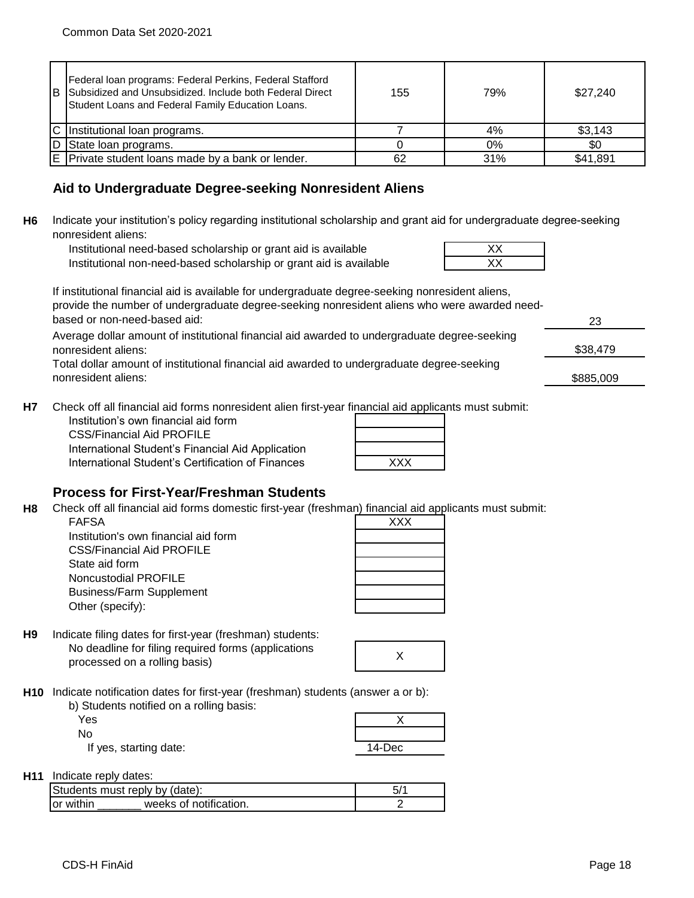| | | | | |
|---|---|---|---|---|
| B | Federal loan programs: Federal Perkins, Federal Stafford Subsidized and Unsubsidized. Include both Federal Direct Student Loans and Federal Family Education Loans. | 155 | 79% | $27,240 |
| C | Institutional loan programs. | 7 | 4% | $3,143 |
| D | State loan programs. | 0 | 0% | $0 |
| E | Private student loans made by a bank or lender. | 62 | 31% | $41,891 |

## Aid to Undergraduate Degree-seeking Nonresident Aliens

**H6** Indicate your institution's policy regarding institutional scholarship and grant aid for undergraduate degree-seeking nonresident aliens:

| | |
|---|---|
| Institutional need-based scholarship or grant aid is available | XX |
| Institutional non-need-based scholarship or grant aid is available | XX |

| | |
|---|---|
| If institutional financial aid is available for undergraduate degree-seeking nonresident aliens, provide the number of undergraduate degree-seeking nonresident aliens who were awarded need-based or non-need-based aid: | 23 |
| Average dollar amount of institutional financial aid awarded to undergraduate degree-seeking nonresident aliens: | $38,479 |
| Total dollar amount of institutional financial aid awarded to undergraduate degree-seeking nonresident aliens: | $885,009 |

**H7** Check off all financial aid forms nonresident alien first-year financial aid applicants must submit:

| | |
|---|---|
| Institution's own financial aid form | |
| CSS/Financial Aid PROFILE | |
| International Student's Financial Aid Application | |
| International Student's Certification of Finances | XXX |

## Process for First-Year/Freshman Students

**H8** Check off all financial aid forms domestic first-year (freshman) financial aid applicants must submit:

| | |
|---|---|
| FAFSA | XXX |
| Institution's own financial aid form | |
| CSS/Financial Aid PROFILE | |
| State aid form | |
| Noncustodial PROFILE | |
| Business/Farm Supplement | |
| Other (specify): | |

**H9** Indicate filing dates for first-year (freshman) students:

| | |
|---|---|
| No deadline for filing required forms (applications processed on a rolling basis) | X |

**H10** Indicate notification dates for first-year (freshman) students (answer a or b):

b) Students notified on a rolling basis:

| | |
|---|---|
| Yes | X |
| No | |
| If yes, starting date: | 14-Dec |

**H11** Indicate reply dates:

| | |
|---|---|
| Students must reply by (date): | 5/1 |
| or within _______ weeks of notification. | 2 |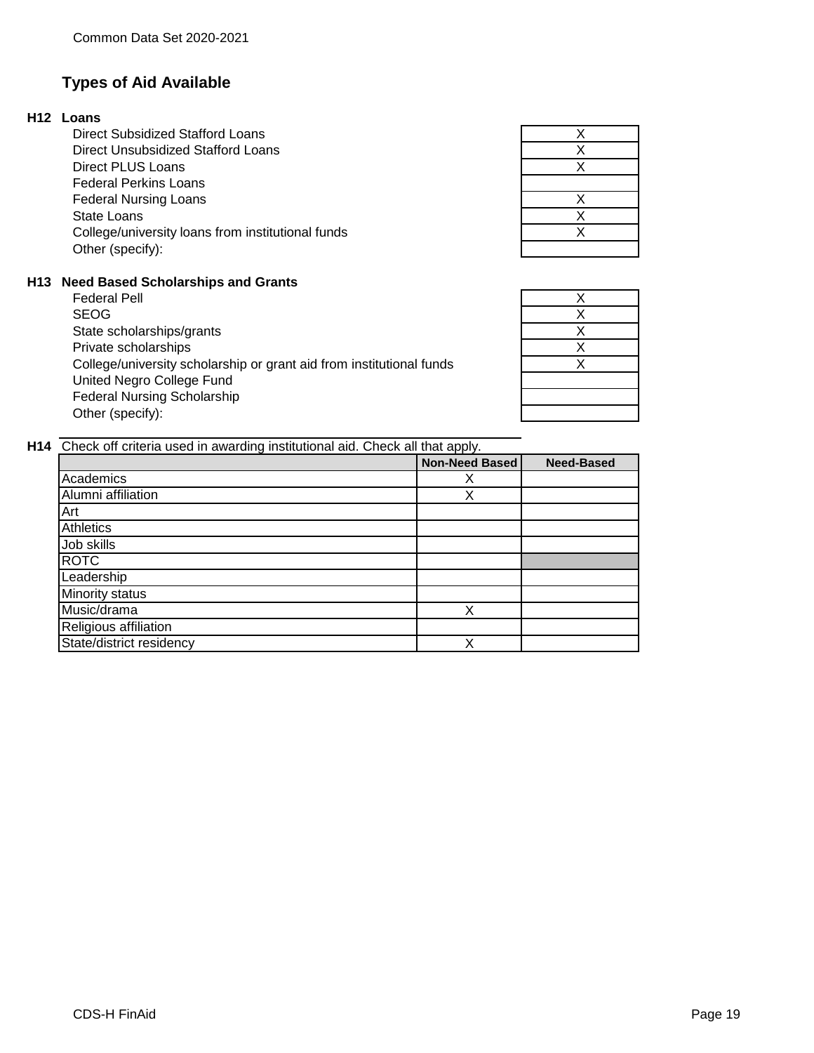## Types of Aid Available

**H12 Loans**

| | |
|---|---|
| Direct Subsidized Stafford Loans | X |
| Direct Unsubsidized Stafford Loans | X |
| Direct PLUS Loans | X |
| Federal Perkins Loans | |
| Federal Nursing Loans | X |
| State Loans | X |
| College/university loans from institutional funds | X |
| Other (specify): | |

**H13 Need Based Scholarships and Grants**

| | |
|---|---|
| Federal Pell | X |
| SEOG | X |
| State scholarships/grants | X |
| Private scholarships | X |
| College/university scholarship or grant aid from institutional funds | X |
| United Negro College Fund | |
| Federal Nursing Scholarship | |
| Other (specify): | |

**H14** Check off criteria used in awarding institutional aid. Check all that apply.

| | Non-Need Based | Need-Based |
|---|---|---|
| Academics | X | |
| Alumni affiliation | X | |
| Art | | |
| Athletics | | |
| Job skills | | |
| ROTC | | |
| Leadership | | |
| Minority status | | |
| Music/drama | X | |
| Religious affiliation | | |
| State/district residency | X | |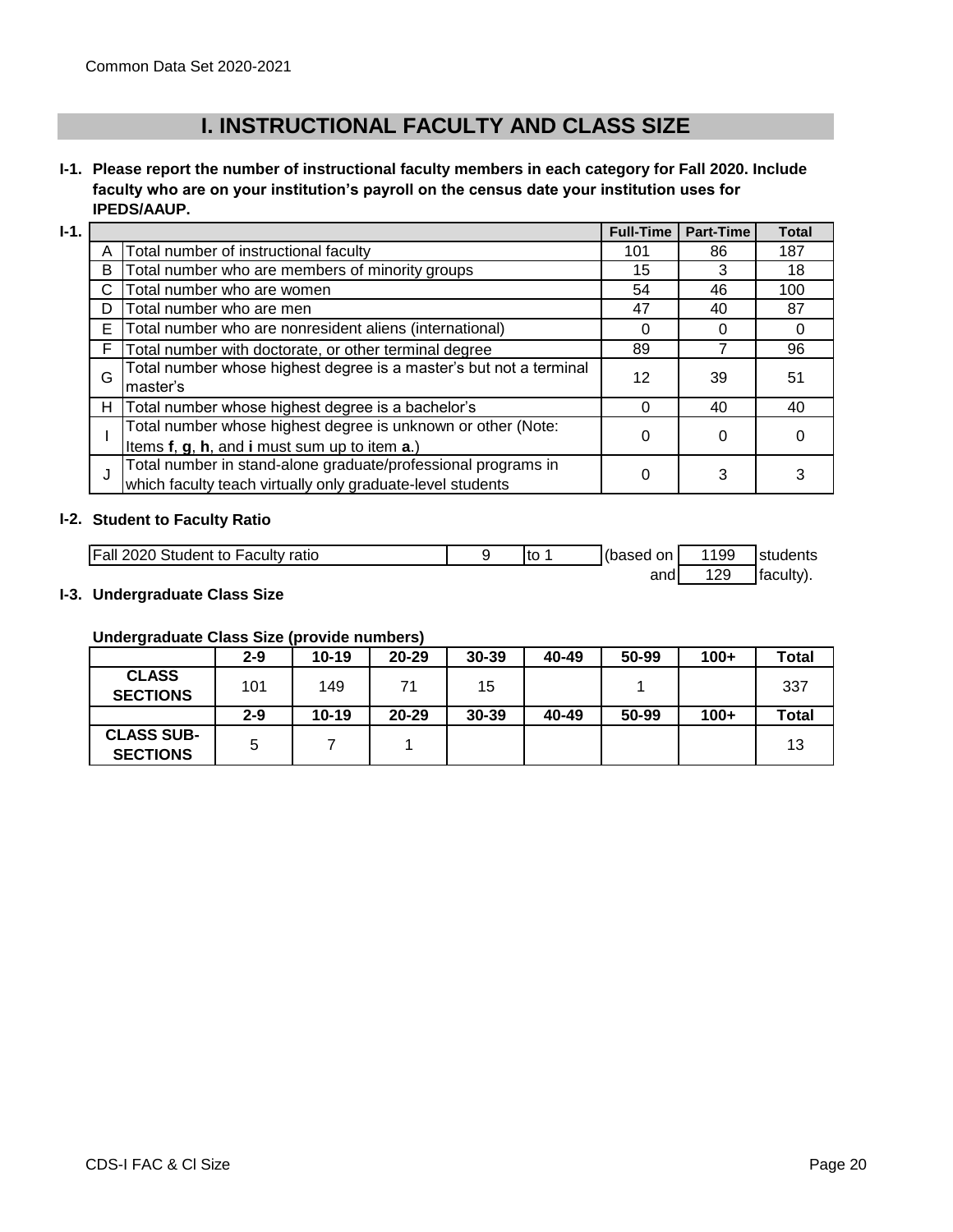# I. INSTRUCTIONAL FACULTY AND CLASS SIZE

**I-1. Please report the number of instructional faculty members in each category for Fall 2020. Include faculty who are on your institution's payroll on the census date your institution uses for IPEDS/AAUP.**

**I-1.**

| | | Full-Time | Part-Time | Total |
|---|---|---|---|---|
| A | Total number of instructional faculty | 101 | 86 | 187 |
| B | Total number who are members of minority groups | 15 | 3 | 18 |
| C | Total number who are women | 54 | 46 | 100 |
| D | Total number who are men | 47 | 40 | 87 |
| E | Total number who are nonresident aliens (international) | 0 | 0 | 0 |
| F | Total number with doctorate, or other terminal degree | 89 | 7 | 96 |
| G | Total number whose highest degree is a master's but not a terminal master's | 12 | 39 | 51 |
| H | Total number whose highest degree is a bachelor's | 0 | 40 | 40 |
| I | Total number whose highest degree is unknown or other (Note: Items **f**, **g**, **h**, and **i** must sum up to item **a**.) | 0 | 0 | 0 |
| J | Total number in stand-alone graduate/professional programs in which faculty teach virtually only graduate-level students | 0 | 3 | 3 |

**I-2. Student to Faculty Ratio**

| | | | | | |
|---|---|---|---|---|---|
| Fall 2020 Student to Faculty ratio | 9 | to 1 | (based on | 1199 | students |
| | | | and | 129 | faculty). |

**I-3. Undergraduate Class Size**

**Undergraduate Class Size (provide numbers)**

| | 2-9 | 10-19 | 20-29 | 30-39 | 40-49 | 50-99 | 100+ | Total |
|---|---|---|---|---|---|---|---|---|
| **CLASS SECTIONS** | 101 | 149 | 71 | 15 | | 1 | | 337 |
| | **2-9** | **10-19** | **20-29** | **30-39** | **40-49** | **50-99** | **100+** | **Total** |
| **CLASS SUB-SECTIONS** | 5 | 7 | 1 | | | | | 13 |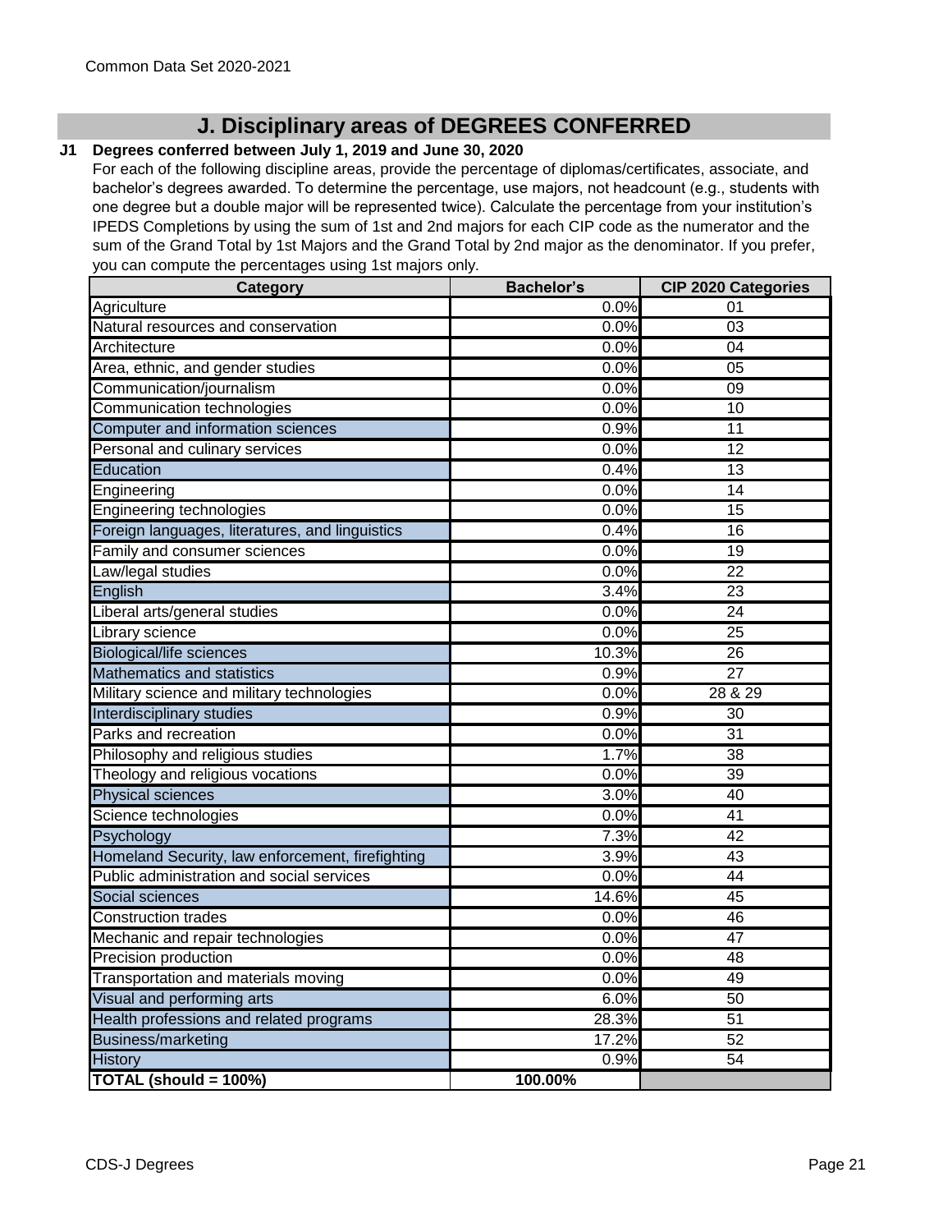## J. Disciplinary areas of DEGREES CONFERRED

**J1 Degrees conferred between July 1, 2019 and June 30, 2020**

For each of the following discipline areas, provide the percentage of diplomas/certificates, associate, and bachelor's degrees awarded. To determine the percentage, use majors, not headcount (e.g., students with one degree but a double major will be represented twice). Calculate the percentage from your institution's IPEDS Completions by using the sum of 1st and 2nd majors for each CIP code as the numerator and the sum of the Grand Total by 1st Majors and the Grand Total by 2nd major as the denominator. If you prefer, you can compute the percentages using 1st majors only.

| Category | Bachelor's | CIP 2020 Categories |
|---|---|---|
| Agriculture | 0.0% | 01 |
| Natural resources and conservation | 0.0% | 03 |
| Architecture | 0.0% | 04 |
| Area, ethnic, and gender studies | 0.0% | 05 |
| Communication/journalism | 0.0% | 09 |
| Communication technologies | 0.0% | 10 |
| Computer and information sciences | 0.9% | 11 |
| Personal and culinary services | 0.0% | 12 |
| Education | 0.4% | 13 |
| Engineering | 0.0% | 14 |
| Engineering technologies | 0.0% | 15 |
| Foreign languages, literatures, and linguistics | 0.4% | 16 |
| Family and consumer sciences | 0.0% | 19 |
| Law/legal studies | 0.0% | 22 |
| English | 3.4% | 23 |
| Liberal arts/general studies | 0.0% | 24 |
| Library science | 0.0% | 25 |
| Biological/life sciences | 10.3% | 26 |
| Mathematics and statistics | 0.9% | 27 |
| Military science and military technologies | 0.0% | 28 & 29 |
| Interdisciplinary studies | 0.9% | 30 |
| Parks and recreation | 0.0% | 31 |
| Philosophy and religious studies | 1.7% | 38 |
| Theology and religious vocations | 0.0% | 39 |
| Physical sciences | 3.0% | 40 |
| Science technologies | 0.0% | 41 |
| Psychology | 7.3% | 42 |
| Homeland Security, law enforcement, firefighting | 3.9% | 43 |
| Public administration and social services | 0.0% | 44 |
| Social sciences | 14.6% | 45 |
| Construction trades | 0.0% | 46 |
| Mechanic and repair technologies | 0.0% | 47 |
| Precision production | 0.0% | 48 |
| Transportation and materials moving | 0.0% | 49 |
| Visual and performing arts | 6.0% | 50 |
| Health professions and related programs | 28.3% | 51 |
| Business/marketing | 17.2% | 52 |
| History | 0.9% | 54 |
| **TOTAL (should = 100%)** | **100.00%** | |